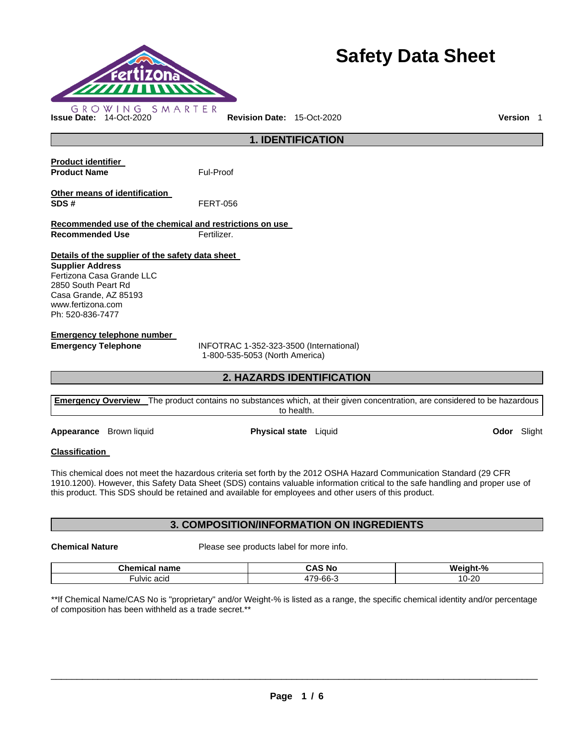# Safety Data Sheet

GROWING SMARTER

**Issue Date:** 14-Oct-2020 **Revision Date:** 15-Oct-2020 **Version** 1

## 1. IDENTIFICATION

**Product identifier**

**Product Name** Ful-Proof

**Other means of identification**

**SDS #** FERT-056

**Recommended use of the chemical and restrictions on use**

**Recommended Use** Fertilizer.

**Details of the supplier of the safety data sheet**

**Supplier Address**
Fertizona Casa Grande LLC
2850 South Peart Rd
Casa Grande, AZ 85193
www.fertizona.com
Ph: 520-836-7477

**Emergency telephone number**

**Emergency Telephone** INFOTRAC 1-352-323-3500 (International)
1-800-535-5053 (North America)

## 2. HAZARDS IDENTIFICATION

**Emergency Overview** The product contains no substances which, at their given concentration, are considered to be hazardous to health.

**Appearance** Brown liquid **Physical state** Liquid **Odor** Slight

**Classification**

This chemical does not meet the hazardous criteria set forth by the 2012 OSHA Hazard Communication Standard (29 CFR 1910.1200). However, this Safety Data Sheet (SDS) contains valuable information critical to the safe handling and proper use of this product. This SDS should be retained and available for employees and other users of this product.

## 3. COMPOSITION/INFORMATION ON INGREDIENTS

**Chemical Nature** Please see products label for more info.

| Chemical name | CAS No | Weight-% |
|---|---|---|
| Fulvic acid | 479-66-3 | 10-20 |

**If Chemical Name/CAS No is "proprietary" and/or Weight-% is listed as a range, the specific chemical identity and/or percentage of composition has been withheld as a trade secret.**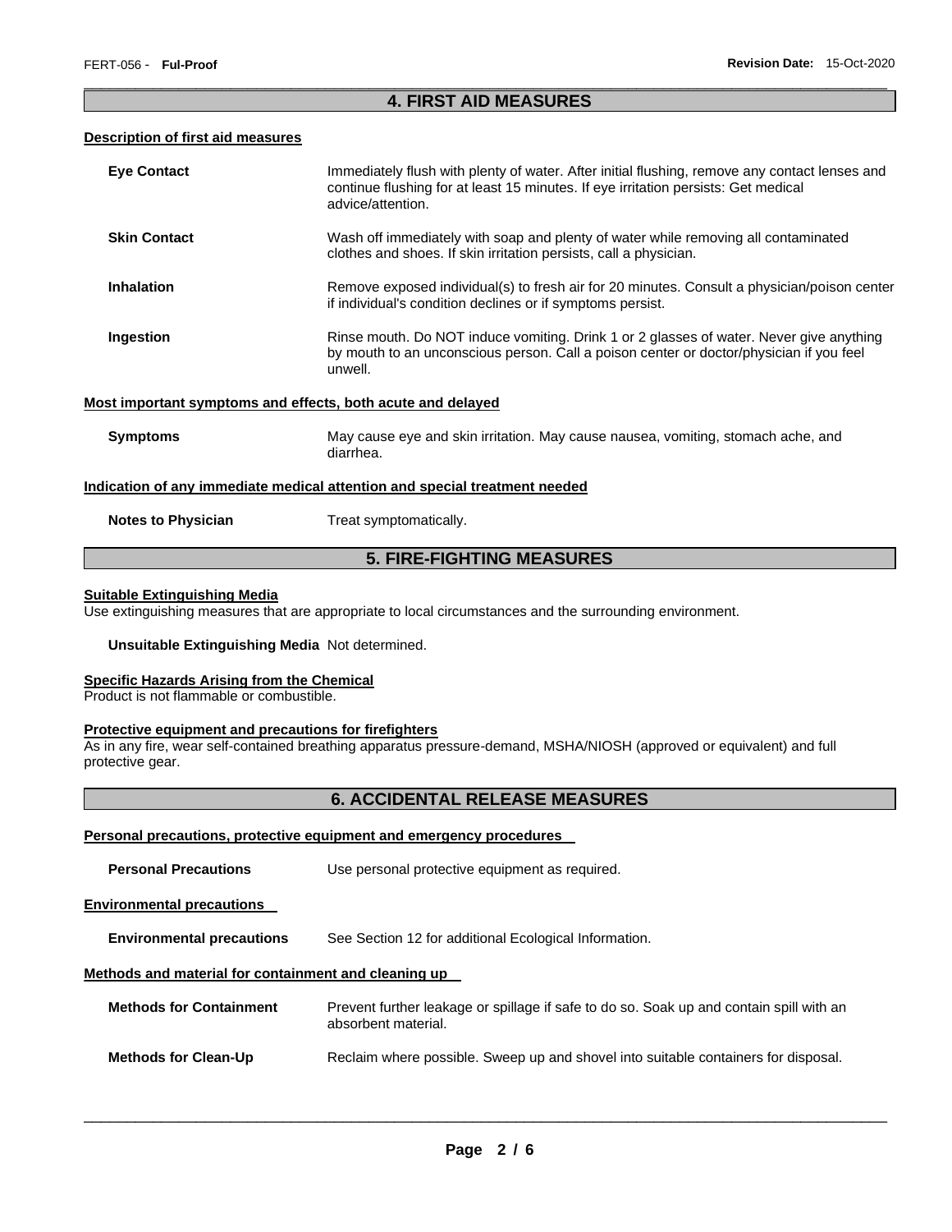## 4. FIRST AID MEASURES

### Description of first aid measures

**Eye Contact** Immediately flush with plenty of water. After initial flushing, remove any contact lenses and continue flushing for at least 15 minutes. If eye irritation persists: Get medical advice/attention.

**Skin Contact** Wash off immediately with soap and plenty of water while removing all contaminated clothes and shoes. If skin irritation persists, call a physician.

**Inhalation** Remove exposed individual(s) to fresh air for 20 minutes. Consult a physician/poison center if individual's condition declines or if symptoms persist.

**Ingestion** Rinse mouth. Do NOT induce vomiting. Drink 1 or 2 glasses of water. Never give anything by mouth to an unconscious person. Call a poison center or doctor/physician if you feel unwell.

### Most important symptoms and effects, both acute and delayed

**Symptoms** May cause eye and skin irritation. May cause nausea, vomiting, stomach ache, and diarrhea.

### Indication of any immediate medical attention and special treatment needed

**Notes to Physician** Treat symptomatically.

## 5. FIRE-FIGHTING MEASURES

### Suitable Extinguishing Media

Use extinguishing measures that are appropriate to local circumstances and the surrounding environment.

**Unsuitable Extinguishing Media** Not determined.

### Specific Hazards Arising from the Chemical

Product is not flammable or combustible.

### Protective equipment and precautions for firefighters

As in any fire, wear self-contained breathing apparatus pressure-demand, MSHA/NIOSH (approved or equivalent) and full protective gear.

## 6. ACCIDENTAL RELEASE MEASURES

### Personal precautions, protective equipment and emergency procedures

**Personal Precautions** Use personal protective equipment as required.

### Environmental precautions

**Environmental precautions** See Section 12 for additional Ecological Information.

### Methods and material for containment and cleaning up

**Methods for Containment** Prevent further leakage or spillage if safe to do so. Soak up and contain spill with an absorbent material.

**Methods for Clean-Up** Reclaim where possible. Sweep up and shovel into suitable containers for disposal.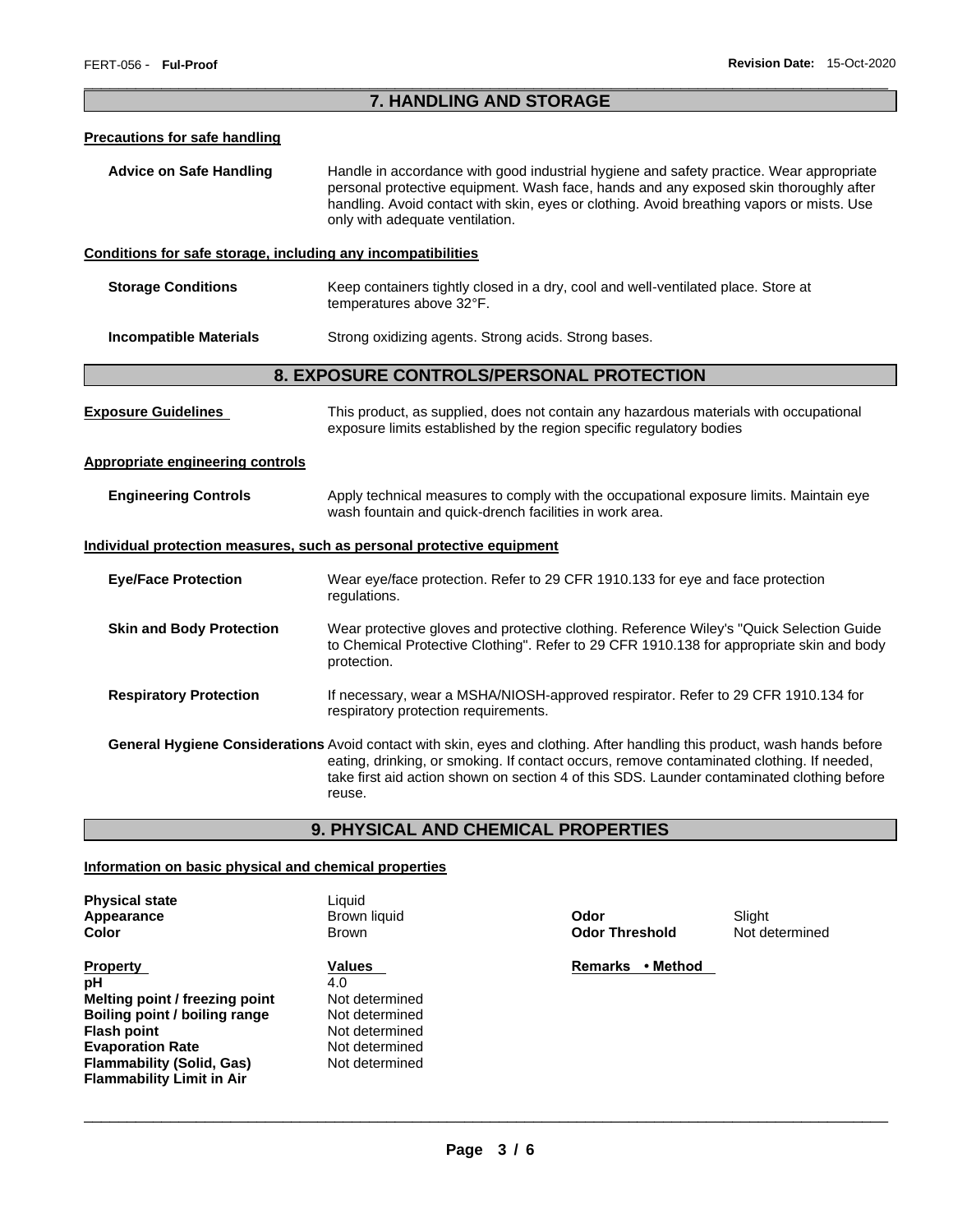## 7. HANDLING AND STORAGE

### Precautions for safe handling

**Advice on Safe Handling** Handle in accordance with good industrial hygiene and safety practice. Wear appropriate personal protective equipment. Wash face, hands and any exposed skin thoroughly after handling. Avoid contact with skin, eyes or clothing. Avoid breathing vapors or mists. Use only with adequate ventilation.

### Conditions for safe storage, including any incompatibilities

**Storage Conditions** Keep containers tightly closed in a dry, cool and well-ventilated place. Store at temperatures above 32°F.

**Incompatible Materials** Strong oxidizing agents. Strong acids. Strong bases.

## 8. EXPOSURE CONTROLS/PERSONAL PROTECTION

**Exposure Guidelines** This product, as supplied, does not contain any hazardous materials with occupational exposure limits established by the region specific regulatory bodies

### Appropriate engineering controls

**Engineering Controls** Apply technical measures to comply with the occupational exposure limits. Maintain eye wash fountain and quick-drench facilities in work area.

### Individual protection measures, such as personal protective equipment

**Eye/Face Protection** Wear eye/face protection. Refer to 29 CFR 1910.133 for eye and face protection regulations.

**Skin and Body Protection** Wear protective gloves and protective clothing. Reference Wiley's "Quick Selection Guide to Chemical Protective Clothing". Refer to 29 CFR 1910.138 for appropriate skin and body protection.

**Respiratory Protection** If necessary, wear a MSHA/NIOSH-approved respirator. Refer to 29 CFR 1910.134 for respiratory protection requirements.

**General Hygiene Considerations** Avoid contact with skin, eyes and clothing. After handling this product, wash hands before eating, drinking, or smoking. If contact occurs, remove contaminated clothing. If needed, take first aid action shown on section 4 of this SDS. Launder contaminated clothing before reuse.

## 9. PHYSICAL AND CHEMICAL PROPERTIES

### Information on basic physical and chemical properties

| | | | |
|---|---|---|---|
| **Physical state** | Liquid | | |
| **Appearance** | Brown liquid | **Odor** | Slight |
| **Color** | Brown | **Odor Threshold** | Not determined |

| **Property** | **Values** | **Remarks • Method** |
|---|---|---|
| **pH** | 4.0 | |
| **Melting point / freezing point** | Not determined | |
| **Boiling point / boiling range** | Not determined | |
| **Flash point** | Not determined | |
| **Evaporation Rate** | Not determined | |
| **Flammability (Solid, Gas)** | Not determined | |
| **Flammability Limit in Air** | | |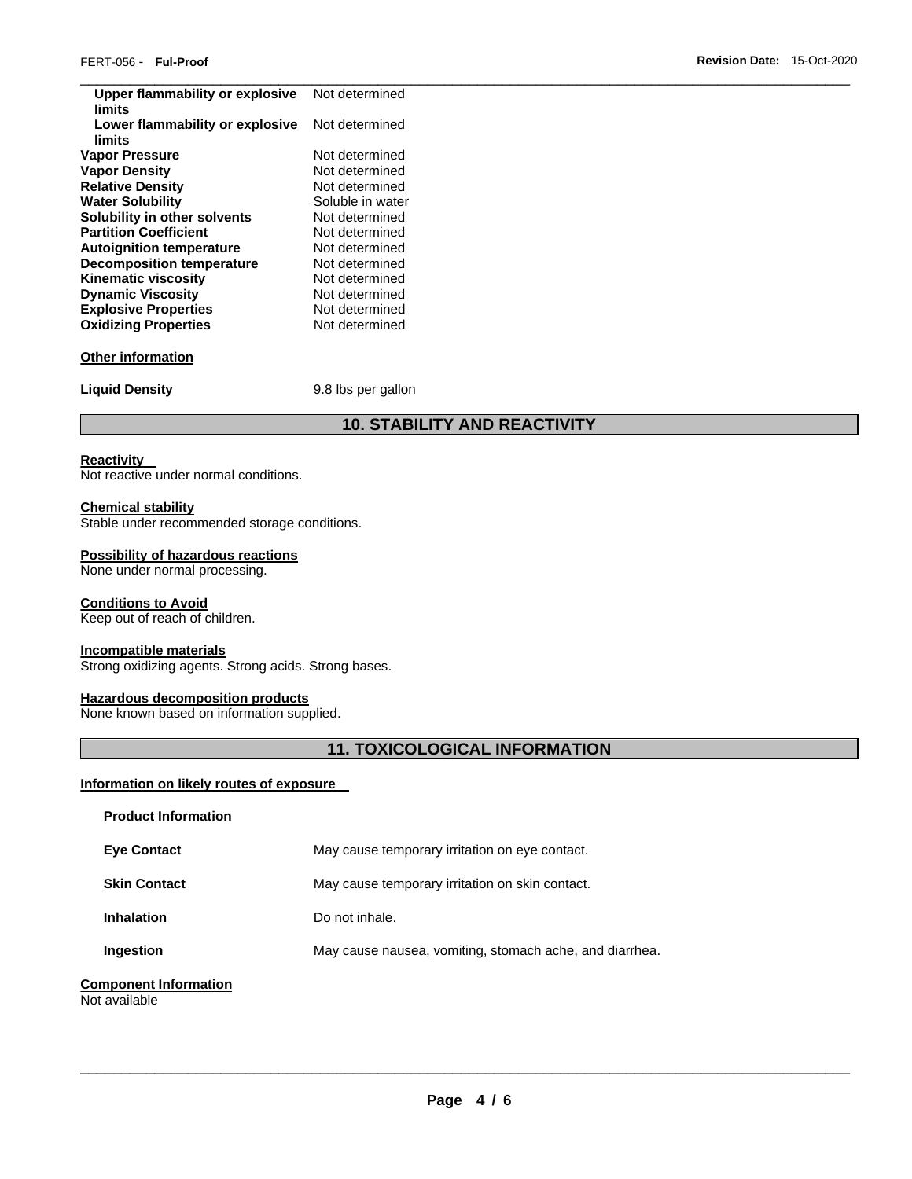| Property | Value |
| --- | --- |
| **Upper flammability or explosive limits** | Not determined |
| **Lower flammability or explosive limits** | Not determined |
| **Vapor Pressure** | Not determined |
| **Vapor Density** | Not determined |
| **Relative Density** | Not determined |
| **Water Solubility** | Soluble in water |
| **Solubility in other solvents** | Not determined |
| **Partition Coefficient** | Not determined |
| **Autoignition temperature** | Not determined |
| **Decomposition temperature** | Not determined |
| **Kinematic viscosity** | Not determined |
| **Dynamic Viscosity** | Not determined |
| **Explosive Properties** | Not determined |
| **Oxidizing Properties** | Not determined |

**Other information**

**Liquid Density** 9.8 lbs per gallon

## 10. STABILITY AND REACTIVITY

**Reactivity**

Not reactive under normal conditions.

**Chemical stability**

Stable under recommended storage conditions.

**Possibility of hazardous reactions**

None under normal processing.

**Conditions to Avoid**

Keep out of reach of children.

**Incompatible materials**

Strong oxidizing agents. Strong acids. Strong bases.

**Hazardous decomposition products**

None known based on information supplied.

## 11. TOXICOLOGICAL INFORMATION

**Information on likely routes of exposure**

**Product Information**

| Route | Information |
| --- | --- |
| **Eye Contact** | May cause temporary irritation on eye contact. |
| **Skin Contact** | May cause temporary irritation on skin contact. |
| **Inhalation** | Do not inhale. |
| **Ingestion** | May cause nausea, vomiting, stomach ache, and diarrhea. |

**Component Information**

Not available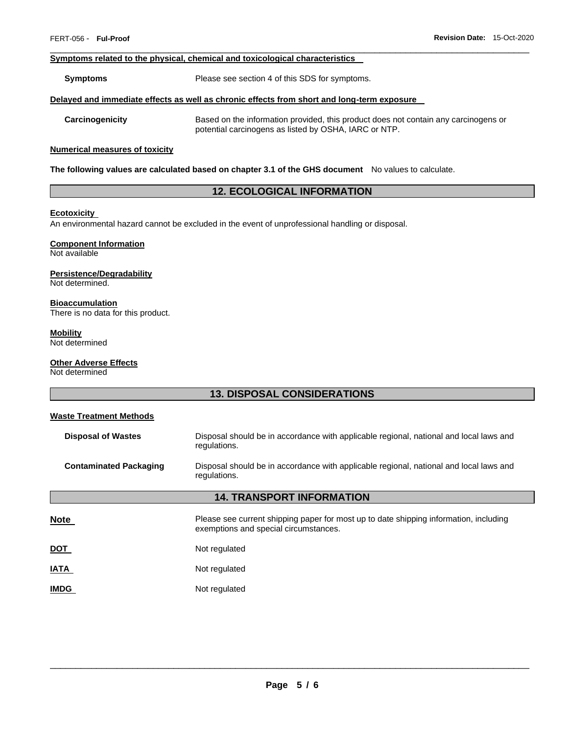**Symptoms related to the physical, chemical and toxicological characteristics**

**Symptoms** Please see section 4 of this SDS for symptoms.

**Delayed and immediate effects as well as chronic effects from short and long-term exposure**

**Carcinogenicity** Based on the information provided, this product does not contain any carcinogens or potential carcinogens as listed by OSHA, IARC or NTP.

**Numerical measures of toxicity**

**The following values are calculated based on chapter 3.1 of the GHS document** No values to calculate.

## 12. ECOLOGICAL INFORMATION

**Ecotoxicity**

An environmental hazard cannot be excluded in the event of unprofessional handling or disposal.

**Component Information**

Not available

**Persistence/Degradability**

Not determined.

**Bioaccumulation**

There is no data for this product.

**Mobility**

Not determined

**Other Adverse Effects**

Not determined

## 13. DISPOSAL CONSIDERATIONS

**Waste Treatment Methods**

**Disposal of Wastes** Disposal should be in accordance with applicable regional, national and local laws and regulations.

**Contaminated Packaging** Disposal should be in accordance with applicable regional, national and local laws and regulations.

## 14. TRANSPORT INFORMATION

**Note** Please see current shipping paper for most up to date shipping information, including exemptions and special circumstances.

**DOT** Not regulated

**IATA** Not regulated

**IMDG** Not regulated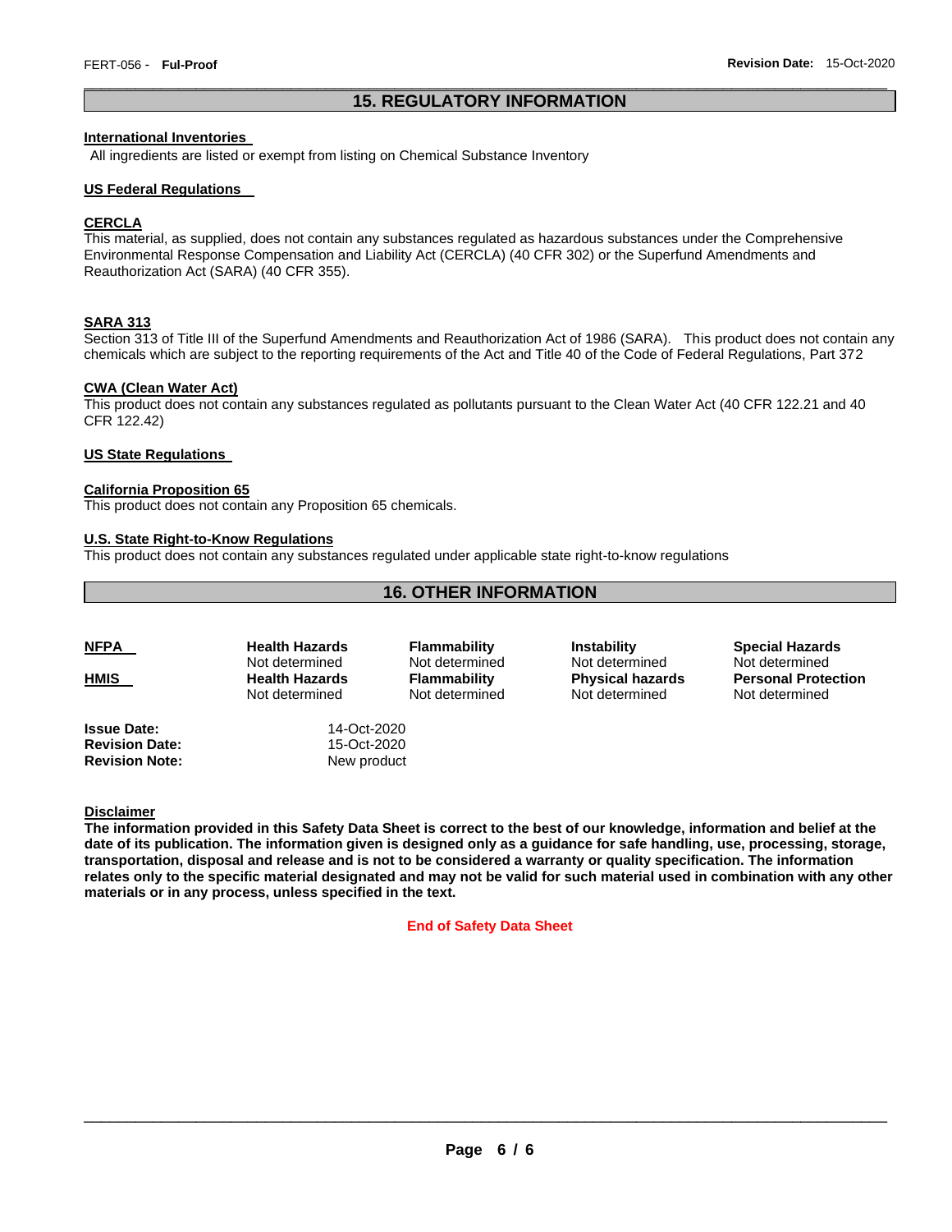## 15. REGULATORY INFORMATION

**International Inventories**

All ingredients are listed or exempt from listing on Chemical Substance Inventory

**US Federal Regulations**

**CERCLA**

This material, as supplied, does not contain any substances regulated as hazardous substances under the Comprehensive Environmental Response Compensation and Liability Act (CERCLA) (40 CFR 302) or the Superfund Amendments and Reauthorization Act (SARA) (40 CFR 355).

**SARA 313**

Section 313 of Title III of the Superfund Amendments and Reauthorization Act of 1986 (SARA). This product does not contain any chemicals which are subject to the reporting requirements of the Act and Title 40 of the Code of Federal Regulations, Part 372

**CWA (Clean Water Act)**

This product does not contain any substances regulated as pollutants pursuant to the Clean Water Act (40 CFR 122.21 and 40 CFR 122.42)

**US State Regulations**

**California Proposition 65**

This product does not contain any Proposition 65 chemicals.

**U.S. State Right-to-Know Regulations**

This product does not contain any substances regulated under applicable state right-to-know regulations

## 16. OTHER INFORMATION

| | | | | |
|---|---|---|---|---|
| **NFPA** | **Health Hazards** Not determined | **Flammability** Not determined | **Instability** Not determined | **Special Hazards** Not determined |
| **HMIS** | **Health Hazards** Not determined | **Flammability** Not determined | **Physical hazards** Not determined | **Personal Protection** Not determined |

**Issue Date:** 14-Oct-2020
**Revision Date:** 15-Oct-2020
**Revision Note:** New product

**Disclaimer**

**The information provided in this Safety Data Sheet is correct to the best of our knowledge, information and belief at the date of its publication. The information given is designed only as a guidance for safe handling, use, processing, storage, transportation, disposal and release and is not to be considered a warranty or quality specification. The information relates only to the specific material designated and may not be valid for such material used in combination with any other materials or in any process, unless specified in the text.**

**End of Safety Data Sheet**